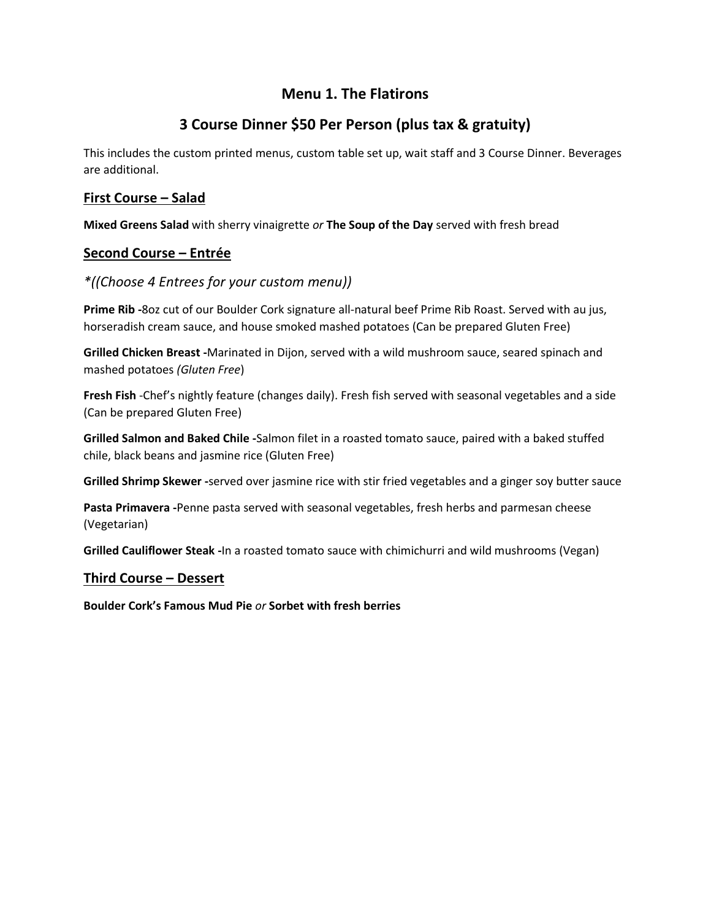# Menu 1. The Flatirons

## 3 Course Dinner $50 Per Person (plus tax & gratuity)

This includes the custom printed menus, custom table set up, wait staff and 3 Course Dinner. Beverages are additional.

### First Course – Salad

**Mixed Greens Salad** with sherry vinaigrette *or* **The Soup of the Day** served with fresh bread

### Second Course – Entrée

*\*((Choose 4 Entrees for your custom menu))*

**Prime Rib -**8oz cut of our Boulder Cork signature all-natural beef Prime Rib Roast. Served with au jus, horseradish cream sauce, and house smoked mashed potatoes (Can be prepared Gluten Free)

**Grilled Chicken Breast -**Marinated in Dijon, served with a wild mushroom sauce, seared spinach and mashed potatoes *(Gluten Free*)

**Fresh Fish** -Chef's nightly feature (changes daily). Fresh fish served with seasonal vegetables and a side (Can be prepared Gluten Free)

**Grilled Salmon and Baked Chile -**Salmon filet in a roasted tomato sauce, paired with a baked stuffed chile, black beans and jasmine rice (Gluten Free)

**Grilled Shrimp Skewer -**served over jasmine rice with stir fried vegetables and a ginger soy butter sauce

**Pasta Primavera -**Penne pasta served with seasonal vegetables, fresh herbs and parmesan cheese (Vegetarian)

**Grilled Cauliflower Steak -**In a roasted tomato sauce with chimichurri and wild mushrooms (Vegan)

### Third Course – Dessert

**Boulder Cork's Famous Mud Pie** *or* **Sorbet with fresh berries**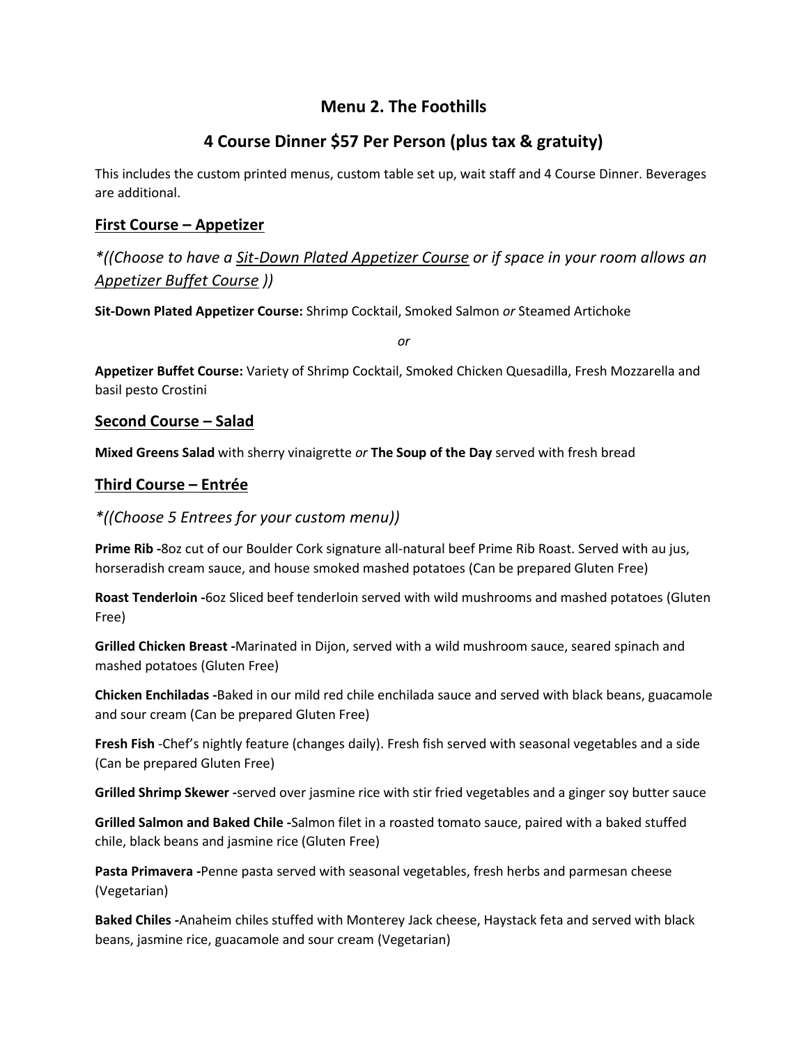# Menu 2. The Foothills

## 4 Course Dinner $57 Per Person (plus tax & gratuity)

This includes the custom printed menus, custom table set up, wait staff and 4 Course Dinner. Beverages are additional.

### First Course – Appetizer

*((Choose to have a Sit-Down Plated Appetizer Course or if space in your room allows an Appetizer Buffet Course ))

**Sit-Down Plated Appetizer Course:** Shrimp Cocktail, Smoked Salmon *or* Steamed Artichoke

*or*

**Appetizer Buffet Course:** Variety of Shrimp Cocktail, Smoked Chicken Quesadilla, Fresh Mozzarella and basil pesto Crostini

### Second Course – Salad

**Mixed Greens Salad** with sherry vinaigrette *or* **The Soup of the Day** served with fresh bread

### Third Course – Entrée

*((Choose 5 Entrees for your custom menu))

**Prime Rib -**8oz cut of our Boulder Cork signature all-natural beef Prime Rib Roast. Served with au jus, horseradish cream sauce, and house smoked mashed potatoes (Can be prepared Gluten Free)

**Roast Tenderloin -**6oz Sliced beef tenderloin served with wild mushrooms and mashed potatoes (Gluten Free)

**Grilled Chicken Breast -**Marinated in Dijon, served with a wild mushroom sauce, seared spinach and mashed potatoes (Gluten Free)

**Chicken Enchiladas -**Baked in our mild red chile enchilada sauce and served with black beans, guacamole and sour cream (Can be prepared Gluten Free)

**Fresh Fish** -Chef's nightly feature (changes daily). Fresh fish served with seasonal vegetables and a side (Can be prepared Gluten Free)

**Grilled Shrimp Skewer -**served over jasmine rice with stir fried vegetables and a ginger soy butter sauce

**Grilled Salmon and Baked Chile -**Salmon filet in a roasted tomato sauce, paired with a baked stuffed chile, black beans and jasmine rice (Gluten Free)

**Pasta Primavera -**Penne pasta served with seasonal vegetables, fresh herbs and parmesan cheese (Vegetarian)

**Baked Chiles -**Anaheim chiles stuffed with Monterey Jack cheese, Haystack feta and served with black beans, jasmine rice, guacamole and sour cream (Vegetarian)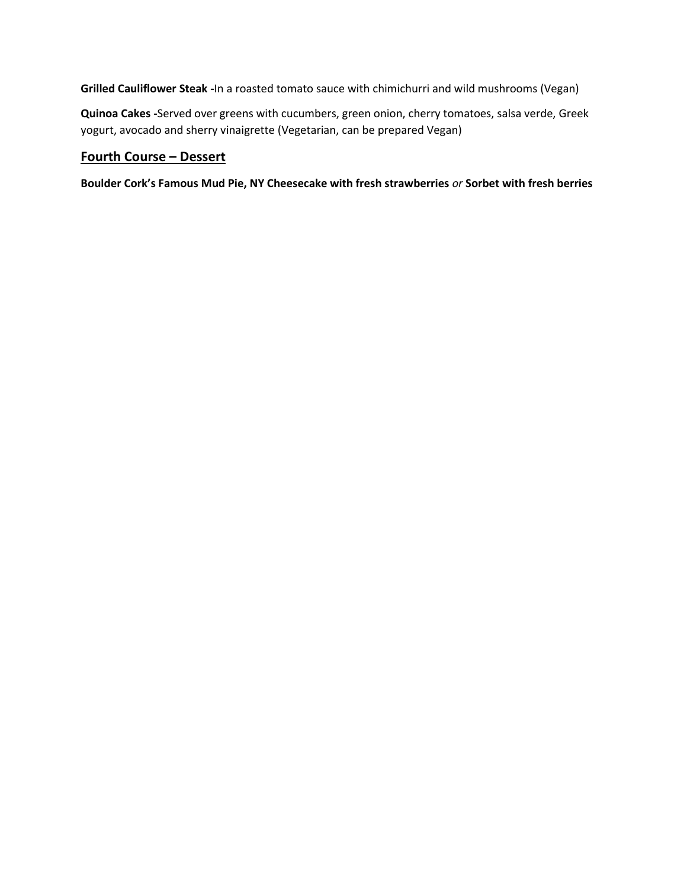**Grilled Cauliflower Steak -**In a roasted tomato sauce with chimichurri and wild mushrooms (Vegan)

**Quinoa Cakes -**Served over greens with cucumbers, green onion, cherry tomatoes, salsa verde, Greek yogurt, avocado and sherry vinaigrette (Vegetarian, can be prepared Vegan)

## <u>Fourth Course – Dessert</u>

**Boulder Cork's Famous Mud Pie, NY Cheesecake with fresh strawberries** *or* **Sorbet with fresh berries**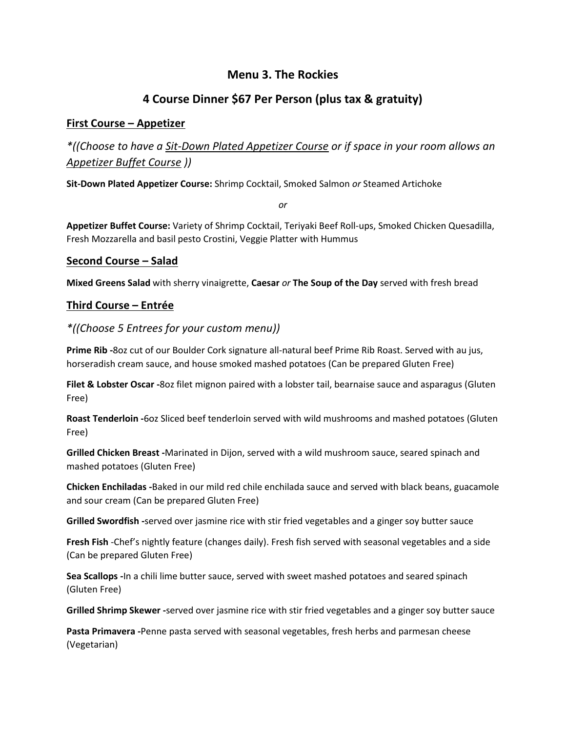## Menu 3. The Rockies

## 4 Course Dinner $67 Per Person (plus tax & gratuity)

### <u>First Course – Appetizer</u>

*((Choose to have a <u>Sit-Down Plated Appetizer Course</u> or if space in your room allows an <u>Appetizer Buffet Course</u> ))*

**Sit-Down Plated Appetizer Course:** Shrimp Cocktail, Smoked Salmon *or* Steamed Artichoke

*or*

**Appetizer Buffet Course:** Variety of Shrimp Cocktail, Teriyaki Beef Roll-ups, Smoked Chicken Quesadilla, Fresh Mozzarella and basil pesto Crostini, Veggie Platter with Hummus

### <u>Second Course – Salad</u>

**Mixed Greens Salad** with sherry vinaigrette, **Caesar** *or* **The Soup of the Day** served with fresh bread

### <u>Third Course – Entrée</u>

*((Choose 5 Entrees for your custom menu))*

**Prime Rib -**8oz cut of our Boulder Cork signature all-natural beef Prime Rib Roast. Served with au jus, horseradish cream sauce, and house smoked mashed potatoes (Can be prepared Gluten Free)

**Filet & Lobster Oscar -**8oz filet mignon paired with a lobster tail, bearnaise sauce and asparagus (Gluten Free)

**Roast Tenderloin -**6oz Sliced beef tenderloin served with wild mushrooms and mashed potatoes (Gluten Free)

**Grilled Chicken Breast -**Marinated in Dijon, served with a wild mushroom sauce, seared spinach and mashed potatoes (Gluten Free)

**Chicken Enchiladas -**Baked in our mild red chile enchilada sauce and served with black beans, guacamole and sour cream (Can be prepared Gluten Free)

**Grilled Swordfish -**served over jasmine rice with stir fried vegetables and a ginger soy butter sauce

**Fresh Fish** -Chef's nightly feature (changes daily). Fresh fish served with seasonal vegetables and a side (Can be prepared Gluten Free)

**Sea Scallops -**In a chili lime butter sauce, served with sweet mashed potatoes and seared spinach (Gluten Free)

**Grilled Shrimp Skewer -**served over jasmine rice with stir fried vegetables and a ginger soy butter sauce

**Pasta Primavera -**Penne pasta served with seasonal vegetables, fresh herbs and parmesan cheese (Vegetarian)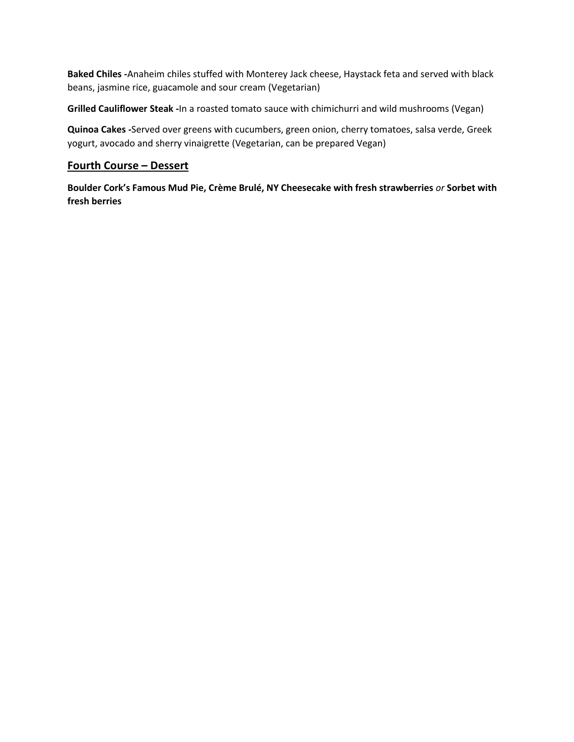**Baked Chiles -**Anaheim chiles stuffed with Monterey Jack cheese, Haystack feta and served with black beans, jasmine rice, guacamole and sour cream (Vegetarian)

**Grilled Cauliflower Steak -**In a roasted tomato sauce with chimichurri and wild mushrooms (Vegan)

**Quinoa Cakes -**Served over greens with cucumbers, green onion, cherry tomatoes, salsa verde, Greek yogurt, avocado and sherry vinaigrette (Vegetarian, can be prepared Vegan)

## Fourth Course – Dessert

**Boulder Cork's Famous Mud Pie, Crème Brulé, NY Cheesecake with fresh strawberries** *or* **Sorbet with fresh berries**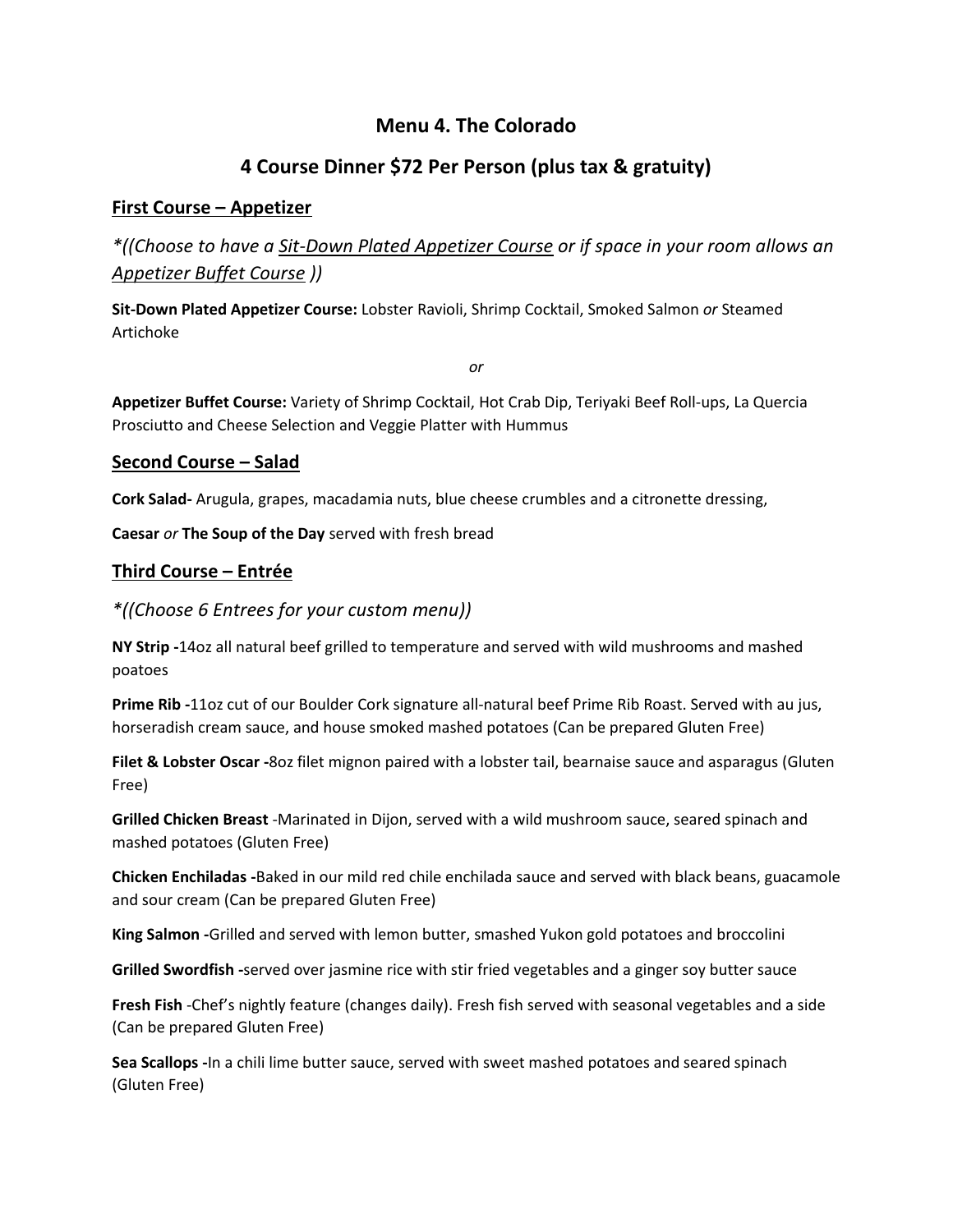## Menu 4. The Colorado

## 4 Course Dinner $72 Per Person (plus tax & gratuity)

### First Course – Appetizer

*((Choose to have a Sit-Down Plated Appetizer Course or if space in your room allows an Appetizer Buffet Course ))*

**Sit-Down Plated Appetizer Course:** Lobster Ravioli, Shrimp Cocktail, Smoked Salmon *or* Steamed Artichoke

*or*

**Appetizer Buffet Course:** Variety of Shrimp Cocktail, Hot Crab Dip, Teriyaki Beef Roll-ups, La Quercia Prosciutto and Cheese Selection and Veggie Platter with Hummus

### Second Course – Salad

**Cork Salad-** Arugula, grapes, macadamia nuts, blue cheese crumbles and a citronette dressing,

**Caesar** *or* **The Soup of the Day** served with fresh bread

### Third Course – Entrée

*((Choose 6 Entrees for your custom menu))*

**NY Strip -**14oz all natural beef grilled to temperature and served with wild mushrooms and mashed poatoes

**Prime Rib -**11oz cut of our Boulder Cork signature all-natural beef Prime Rib Roast. Served with au jus, horseradish cream sauce, and house smoked mashed potatoes (Can be prepared Gluten Free)

**Filet & Lobster Oscar -**8oz filet mignon paired with a lobster tail, bearnaise sauce and asparagus (Gluten Free)

**Grilled Chicken Breast** -Marinated in Dijon, served with a wild mushroom sauce, seared spinach and mashed potatoes (Gluten Free)

**Chicken Enchiladas -**Baked in our mild red chile enchilada sauce and served with black beans, guacamole and sour cream (Can be prepared Gluten Free)

**King Salmon -**Grilled and served with lemon butter, smashed Yukon gold potatoes and broccolini

**Grilled Swordfish -**served over jasmine rice with stir fried vegetables and a ginger soy butter sauce

**Fresh Fish** -Chef's nightly feature (changes daily). Fresh fish served with seasonal vegetables and a side (Can be prepared Gluten Free)

**Sea Scallops -**In a chili lime butter sauce, served with sweet mashed potatoes and seared spinach (Gluten Free)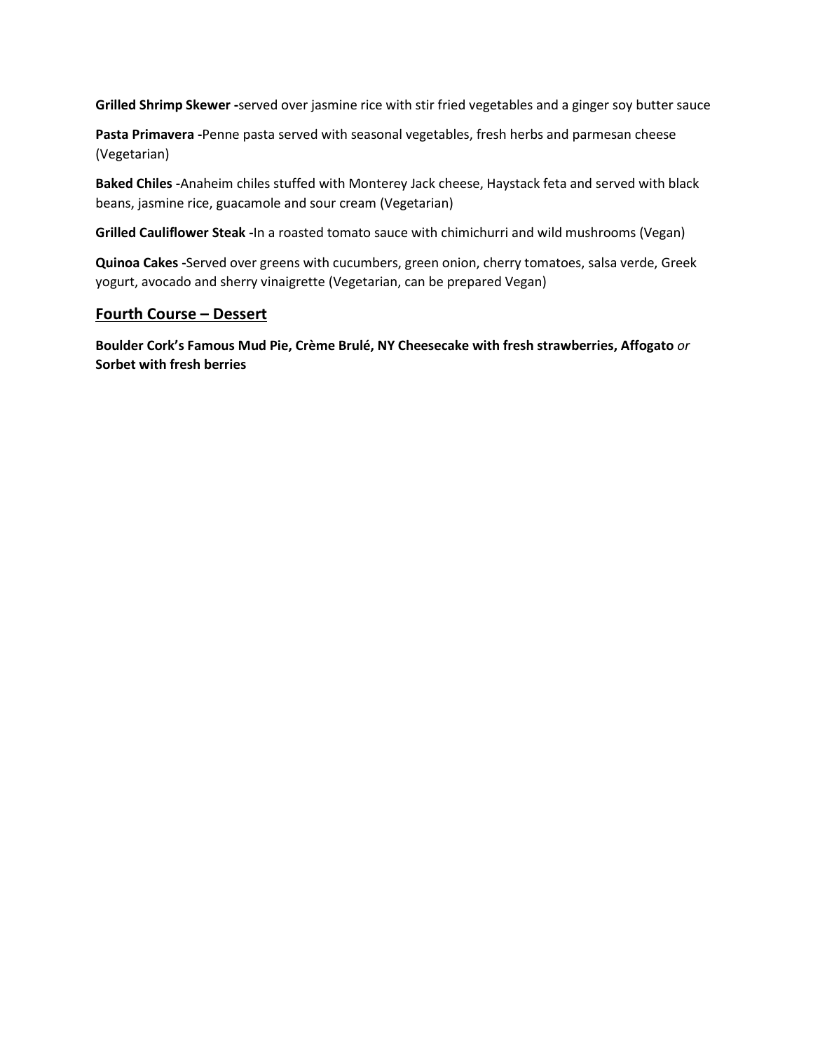**Grilled Shrimp Skewer -**served over jasmine rice with stir fried vegetables and a ginger soy butter sauce

**Pasta Primavera -**Penne pasta served with seasonal vegetables, fresh herbs and parmesan cheese (Vegetarian)

**Baked Chiles -**Anaheim chiles stuffed with Monterey Jack cheese, Haystack feta and served with black beans, jasmine rice, guacamole and sour cream (Vegetarian)

**Grilled Cauliflower Steak -**In a roasted tomato sauce with chimichurri and wild mushrooms (Vegan)

**Quinoa Cakes -**Served over greens with cucumbers, green onion, cherry tomatoes, salsa verde, Greek yogurt, avocado and sherry vinaigrette (Vegetarian, can be prepared Vegan)

## Fourth Course – Dessert

**Boulder Cork's Famous Mud Pie, Crème Brulé, NY Cheesecake with fresh strawberries, Affogato** *or* **Sorbet with fresh berries**